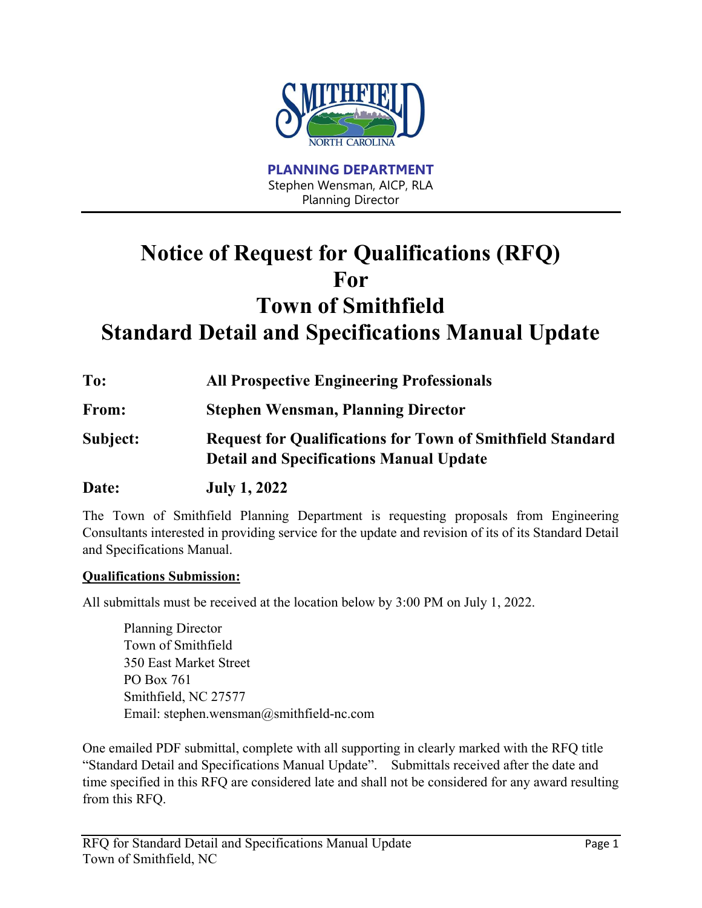**PLANNING DEPARTMENT**
Stephen Wensman, AICP, RLA
Planning Director

# Notice of Request for Qualifications (RFQ) For Town of Smithfield Standard Detail and Specifications Manual Update

**To:** **All Prospective Engineering Professionals**

**From:** **Stephen Wensman, Planning Director**

**Subject:** **Request for Qualifications for Town of Smithfield Standard Detail and Specifications Manual Update**

**Date:** **July 1, 2022**

The Town of Smithfield Planning Department is requesting proposals from Engineering Consultants interested in providing service for the update and revision of its of its Standard Detail and Specifications Manual.

**Qualifications Submission:**

All submittals must be received at the location below by 3:00 PM on July 1, 2022.

Planning Director
Town of Smithfield
350 East Market Street
PO Box 761
Smithfield, NC 27577
Email: stephen.wensman@smithfield-nc.com

One emailed PDF submittal, complete with all supporting in clearly marked with the RFQ title "Standard Detail and Specifications Manual Update". Submittals received after the date and time specified in this RFQ are considered late and shall not be considered for any award resulting from this RFQ.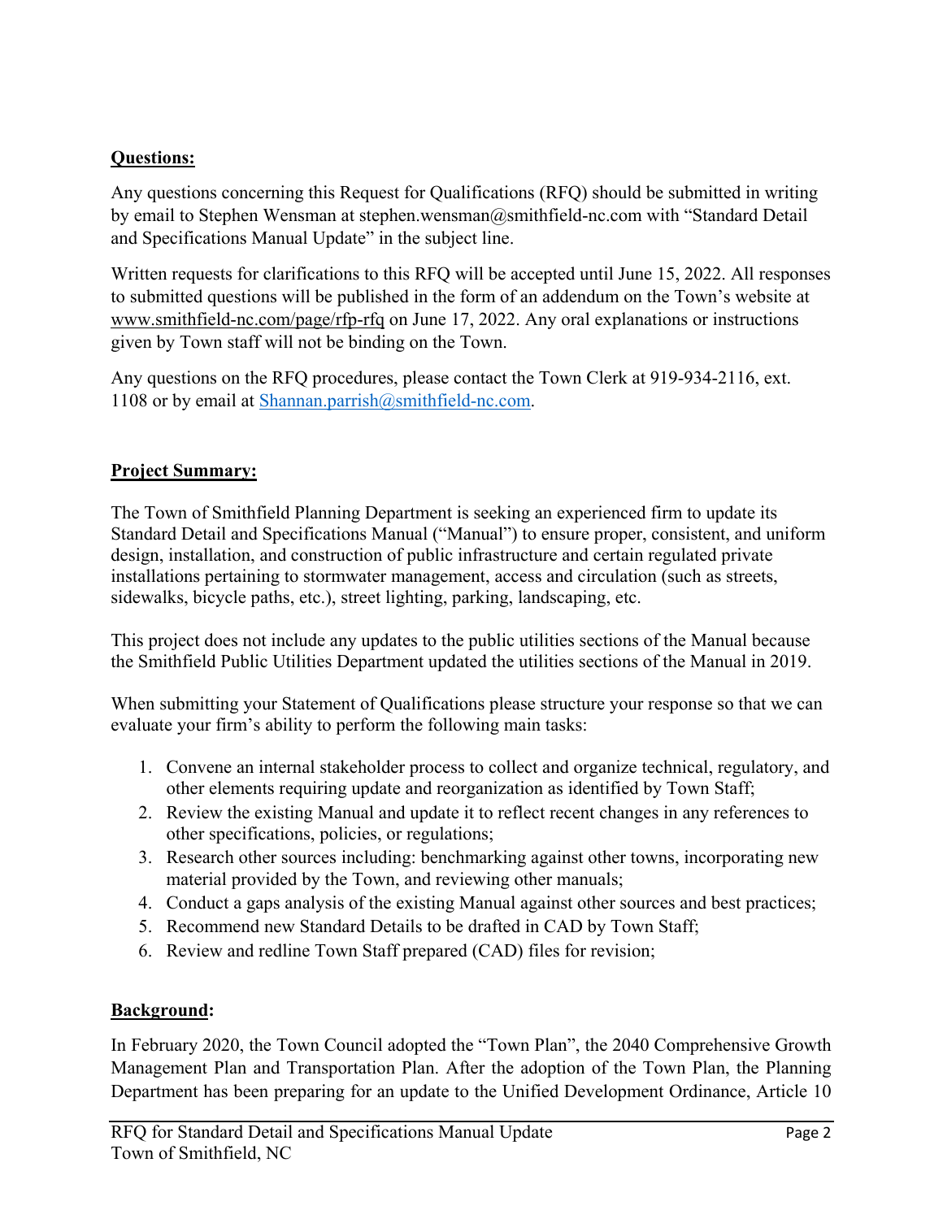## Questions:

Any questions concerning this Request for Qualifications (RFQ) should be submitted in writing by email to Stephen Wensman at stephen.wensman@smithfield-nc.com with "Standard Detail and Specifications Manual Update" in the subject line.

Written requests for clarifications to this RFQ will be accepted until June 15, 2022. All responses to submitted questions will be published in the form of an addendum on the Town's website at www.smithfield-nc.com/page/rfp-rfq on June 17, 2022. Any oral explanations or instructions given by Town staff will not be binding on the Town.

Any questions on the RFQ procedures, please contact the Town Clerk at 919-934-2116, ext. 1108 or by email at Shannan.parrish@smithfield-nc.com.

## Project Summary:

The Town of Smithfield Planning Department is seeking an experienced firm to update its Standard Detail and Specifications Manual ("Manual") to ensure proper, consistent, and uniform design, installation, and construction of public infrastructure and certain regulated private installations pertaining to stormwater management, access and circulation (such as streets, sidewalks, bicycle paths, etc.), street lighting, parking, landscaping, etc.

This project does not include any updates to the public utilities sections of the Manual because the Smithfield Public Utilities Department updated the utilities sections of the Manual in 2019.

When submitting your Statement of Qualifications please structure your response so that we can evaluate your firm's ability to perform the following main tasks:

1. Convene an internal stakeholder process to collect and organize technical, regulatory, and other elements requiring update and reorganization as identified by Town Staff;
2. Review the existing Manual and update it to reflect recent changes in any references to other specifications, policies, or regulations;
3. Research other sources including: benchmarking against other towns, incorporating new material provided by the Town, and reviewing other manuals;
4. Conduct a gaps analysis of the existing Manual against other sources and best practices;
5. Recommend new Standard Details to be drafted in CAD by Town Staff;
6. Review and redline Town Staff prepared (CAD) files for revision;

## Background:

In February 2020, the Town Council adopted the "Town Plan", the 2040 Comprehensive Growth Management Plan and Transportation Plan. After the adoption of the Town Plan, the Planning Department has been preparing for an update to the Unified Development Ordinance, Article 10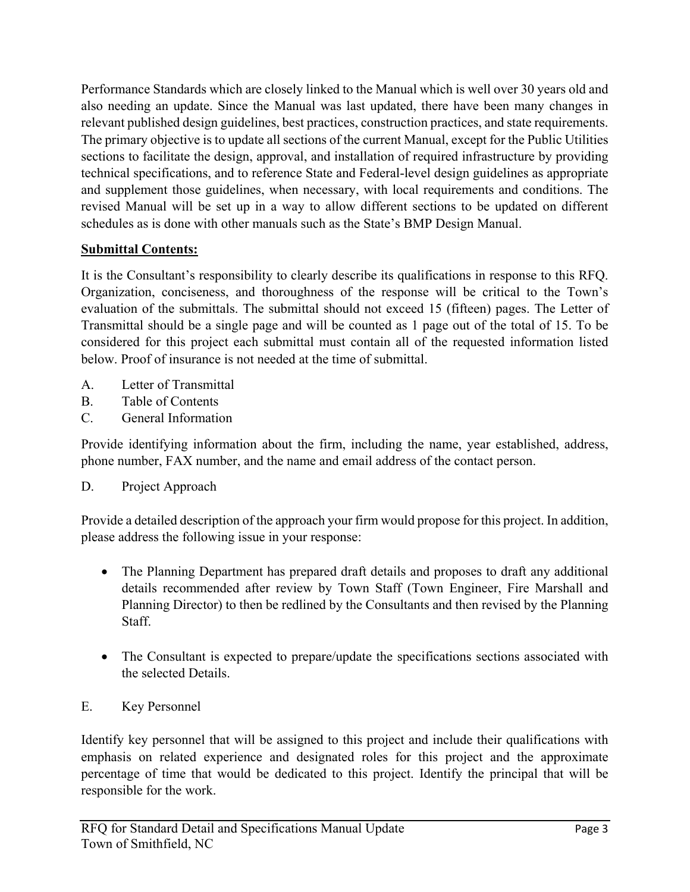Performance Standards which are closely linked to the Manual which is well over 30 years old and also needing an update. Since the Manual was last updated, there have been many changes in relevant published design guidelines, best practices, construction practices, and state requirements. The primary objective is to update all sections of the current Manual, except for the Public Utilities sections to facilitate the design, approval, and installation of required infrastructure by providing technical specifications, and to reference State and Federal-level design guidelines as appropriate and supplement those guidelines, when necessary, with local requirements and conditions. The revised Manual will be set up in a way to allow different sections to be updated on different schedules as is done with other manuals such as the State's BMP Design Manual.

**<u>Submittal Contents:</u>**

It is the Consultant's responsibility to clearly describe its qualifications in response to this RFQ. Organization, conciseness, and thoroughness of the response will be critical to the Town's evaluation of the submittals. The submittal should not exceed 15 (fifteen) pages. The Letter of Transmittal should be a single page and will be counted as 1 page out of the total of 15. To be considered for this project each submittal must contain all of the requested information listed below. Proof of insurance is not needed at the time of submittal.

A. Letter of Transmittal

B. Table of Contents

C. General Information

Provide identifying information about the firm, including the name, year established, address, phone number, FAX number, and the name and email address of the contact person.

D. Project Approach

Provide a detailed description of the approach your firm would propose for this project. In addition, please address the following issue in your response:

- The Planning Department has prepared draft details and proposes to draft any additional details recommended after review by Town Staff (Town Engineer, Fire Marshall and Planning Director) to then be redlined by the Consultants and then revised by the Planning Staff.

- The Consultant is expected to prepare/update the specifications sections associated with the selected Details.

E. Key Personnel

Identify key personnel that will be assigned to this project and include their qualifications with emphasis on related experience and designated roles for this project and the approximate percentage of time that would be dedicated to this project. Identify the principal that will be responsible for the work.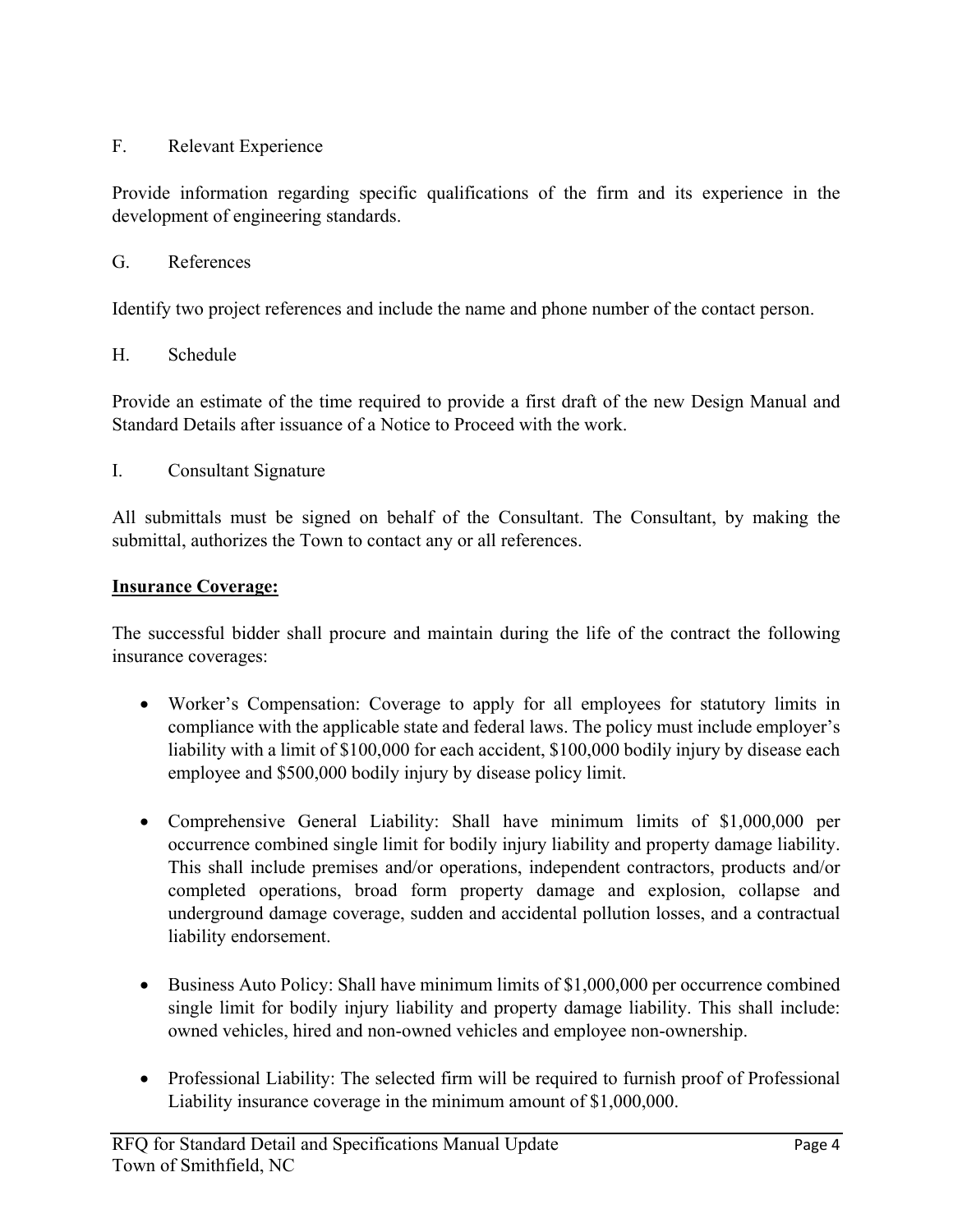F. Relevant Experience

Provide information regarding specific qualifications of the firm and its experience in the development of engineering standards.

G. References

Identify two project references and include the name and phone number of the contact person.

H. Schedule

Provide an estimate of the time required to provide a first draft of the new Design Manual and Standard Details after issuance of a Notice to Proceed with the work.

I. Consultant Signature

All submittals must be signed on behalf of the Consultant. The Consultant, by making the submittal, authorizes the Town to contact any or all references.

**Insurance Coverage:**

The successful bidder shall procure and maintain during the life of the contract the following insurance coverages:

- Worker's Compensation: Coverage to apply for all employees for statutory limits in compliance with the applicable state and federal laws. The policy must include employer's liability with a limit of $100,000 for each accident, $100,000 bodily injury by disease each employee and $500,000 bodily injury by disease policy limit.

- Comprehensive General Liability: Shall have minimum limits of $1,000,000 per occurrence combined single limit for bodily injury liability and property damage liability. This shall include premises and/or operations, independent contractors, products and/or completed operations, broad form property damage and explosion, collapse and underground damage coverage, sudden and accidental pollution losses, and a contractual liability endorsement.

- Business Auto Policy: Shall have minimum limits of $1,000,000 per occurrence combined single limit for bodily injury liability and property damage liability. This shall include: owned vehicles, hired and non-owned vehicles and employee non-ownership.

- Professional Liability: The selected firm will be required to furnish proof of Professional Liability insurance coverage in the minimum amount of $1,000,000.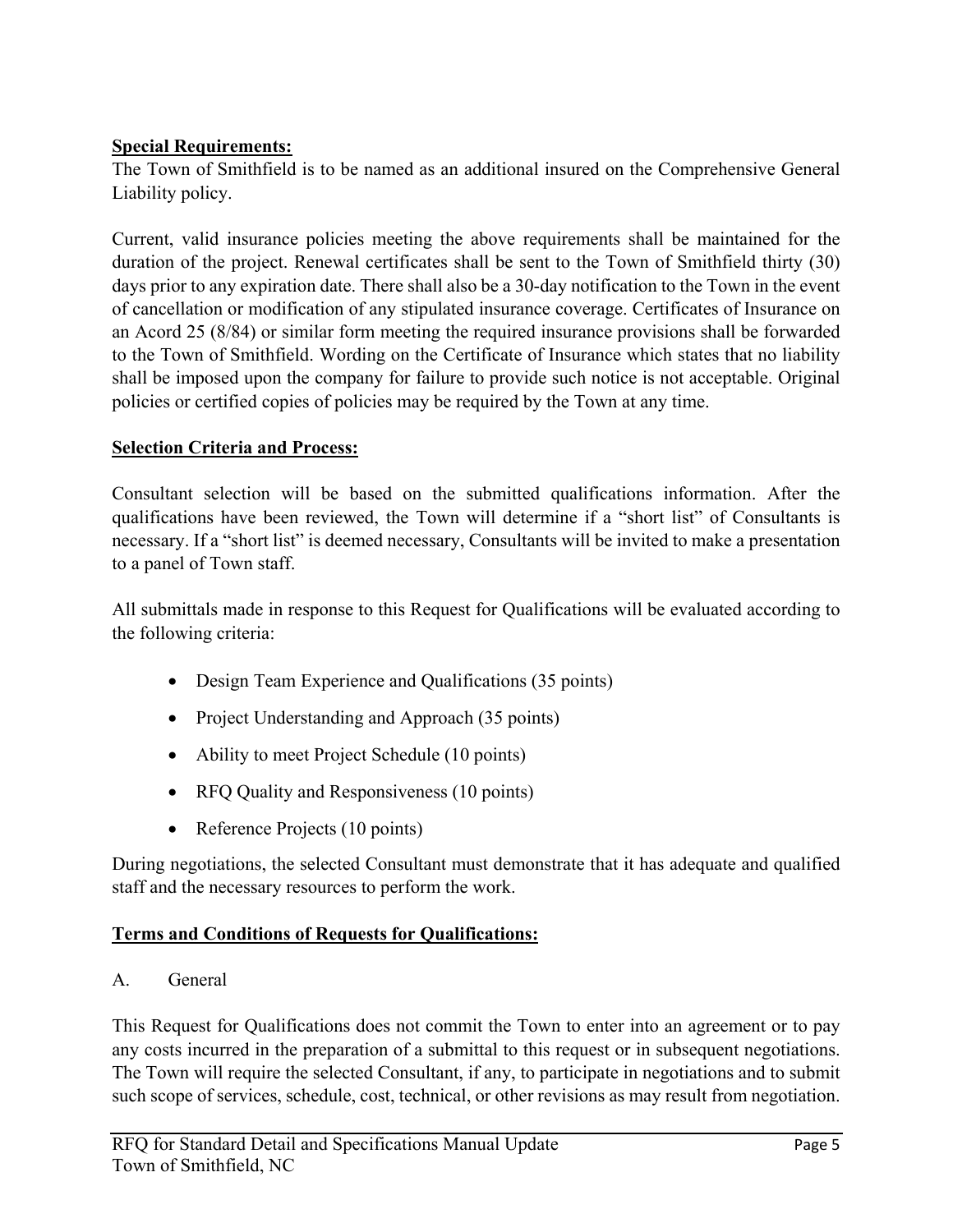**Special Requirements:**

The Town of Smithfield is to be named as an additional insured on the Comprehensive General Liability policy.

Current, valid insurance policies meeting the above requirements shall be maintained for the duration of the project. Renewal certificates shall be sent to the Town of Smithfield thirty (30) days prior to any expiration date. There shall also be a 30-day notification to the Town in the event of cancellation or modification of any stipulated insurance coverage. Certificates of Insurance on an Acord 25 (8/84) or similar form meeting the required insurance provisions shall be forwarded to the Town of Smithfield. Wording on the Certificate of Insurance which states that no liability shall be imposed upon the company for failure to provide such notice is not acceptable. Original policies or certified copies of policies may be required by the Town at any time.

**Selection Criteria and Process:**

Consultant selection will be based on the submitted qualifications information. After the qualifications have been reviewed, the Town will determine if a "short list" of Consultants is necessary. If a "short list" is deemed necessary, Consultants will be invited to make a presentation to a panel of Town staff.

All submittals made in response to this Request for Qualifications will be evaluated according to the following criteria:

- Design Team Experience and Qualifications (35 points)
- Project Understanding and Approach (35 points)
- Ability to meet Project Schedule (10 points)
- RFQ Quality and Responsiveness (10 points)
- Reference Projects (10 points)

During negotiations, the selected Consultant must demonstrate that it has adequate and qualified staff and the necessary resources to perform the work.

**Terms and Conditions of Requests for Qualifications:**

A. General

This Request for Qualifications does not commit the Town to enter into an agreement or to pay any costs incurred in the preparation of a submittal to this request or in subsequent negotiations. The Town will require the selected Consultant, if any, to participate in negotiations and to submit such scope of services, schedule, cost, technical, or other revisions as may result from negotiation.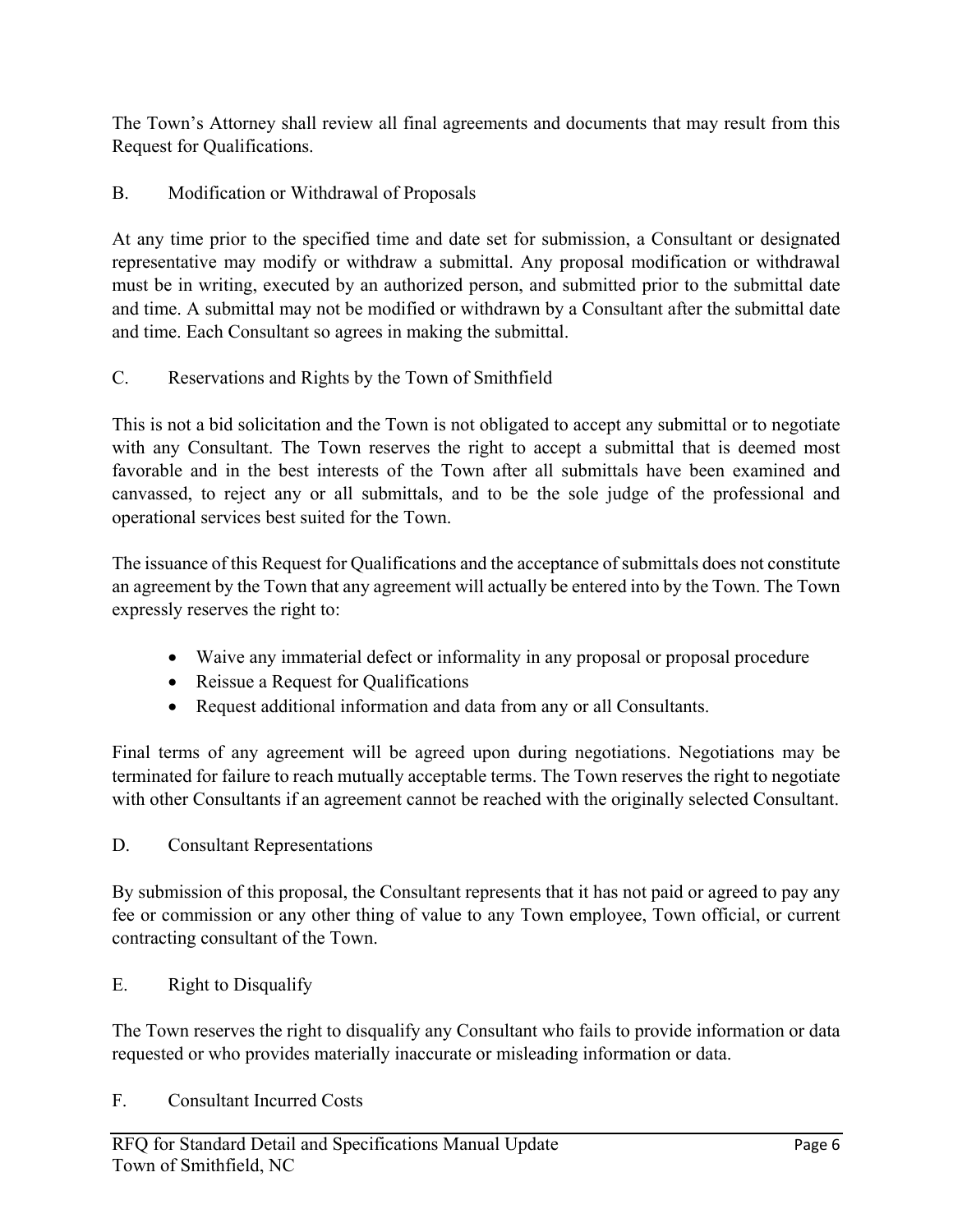The Town's Attorney shall review all final agreements and documents that may result from this Request for Qualifications.

## B. Modification or Withdrawal of Proposals

At any time prior to the specified time and date set for submission, a Consultant or designated representative may modify or withdraw a submittal. Any proposal modification or withdrawal must be in writing, executed by an authorized person, and submitted prior to the submittal date and time. A submittal may not be modified or withdrawn by a Consultant after the submittal date and time. Each Consultant so agrees in making the submittal.

## C. Reservations and Rights by the Town of Smithfield

This is not a bid solicitation and the Town is not obligated to accept any submittal or to negotiate with any Consultant. The Town reserves the right to accept a submittal that is deemed most favorable and in the best interests of the Town after all submittals have been examined and canvassed, to reject any or all submittals, and to be the sole judge of the professional and operational services best suited for the Town.

The issuance of this Request for Qualifications and the acceptance of submittals does not constitute an agreement by the Town that any agreement will actually be entered into by the Town. The Town expressly reserves the right to:

- Waive any immaterial defect or informality in any proposal or proposal procedure
- Reissue a Request for Qualifications
- Request additional information and data from any or all Consultants.

Final terms of any agreement will be agreed upon during negotiations. Negotiations may be terminated for failure to reach mutually acceptable terms. The Town reserves the right to negotiate with other Consultants if an agreement cannot be reached with the originally selected Consultant.

## D. Consultant Representations

By submission of this proposal, the Consultant represents that it has not paid or agreed to pay any fee or commission or any other thing of value to any Town employee, Town official, or current contracting consultant of the Town.

## E. Right to Disqualify

The Town reserves the right to disqualify any Consultant who fails to provide information or data requested or who provides materially inaccurate or misleading information or data.

## F. Consultant Incurred Costs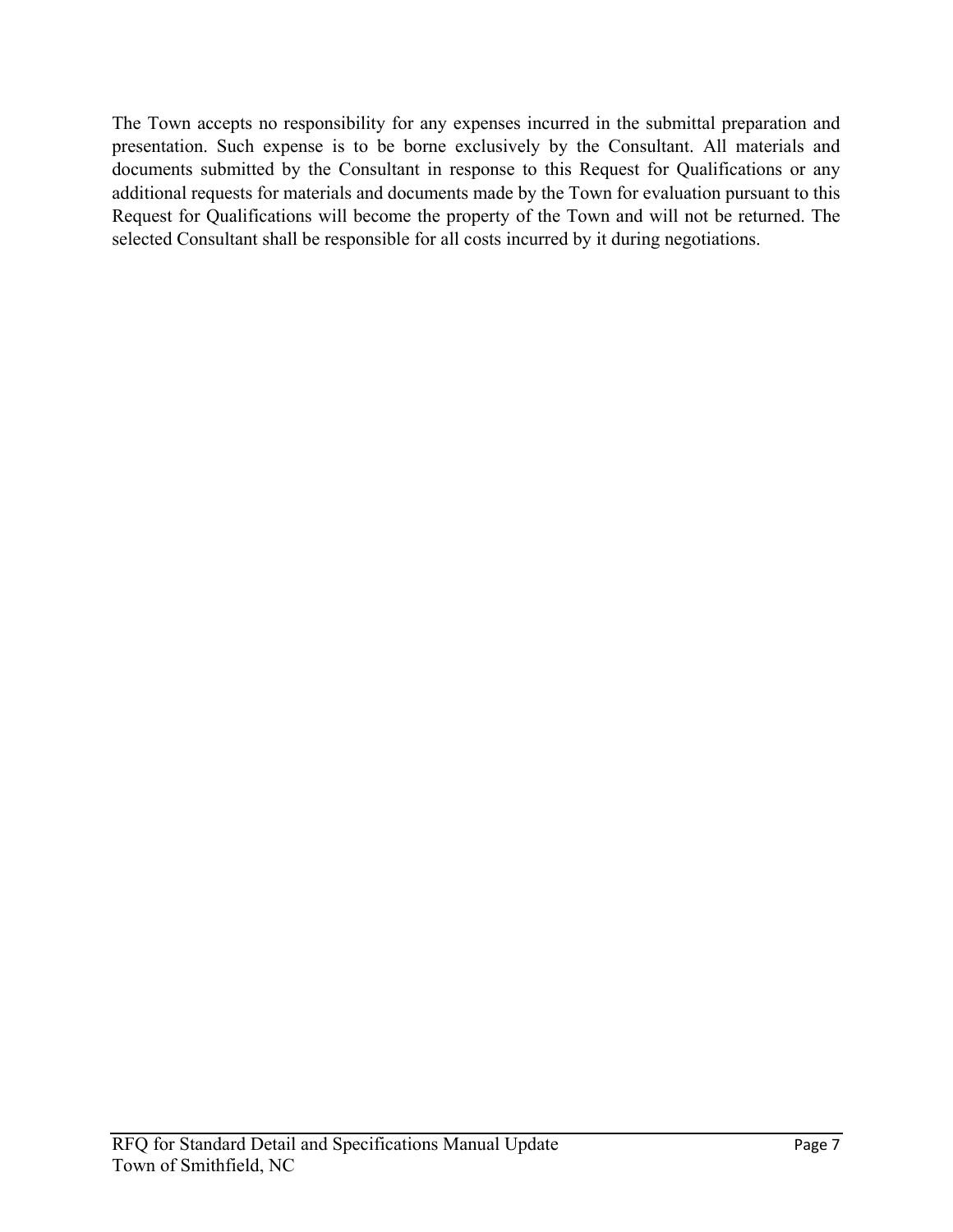The Town accepts no responsibility for any expenses incurred in the submittal preparation and presentation. Such expense is to be borne exclusively by the Consultant. All materials and documents submitted by the Consultant in response to this Request for Qualifications or any additional requests for materials and documents made by the Town for evaluation pursuant to this Request for Qualifications will become the property of the Town and will not be returned. The selected Consultant shall be responsible for all costs incurred by it during negotiations.